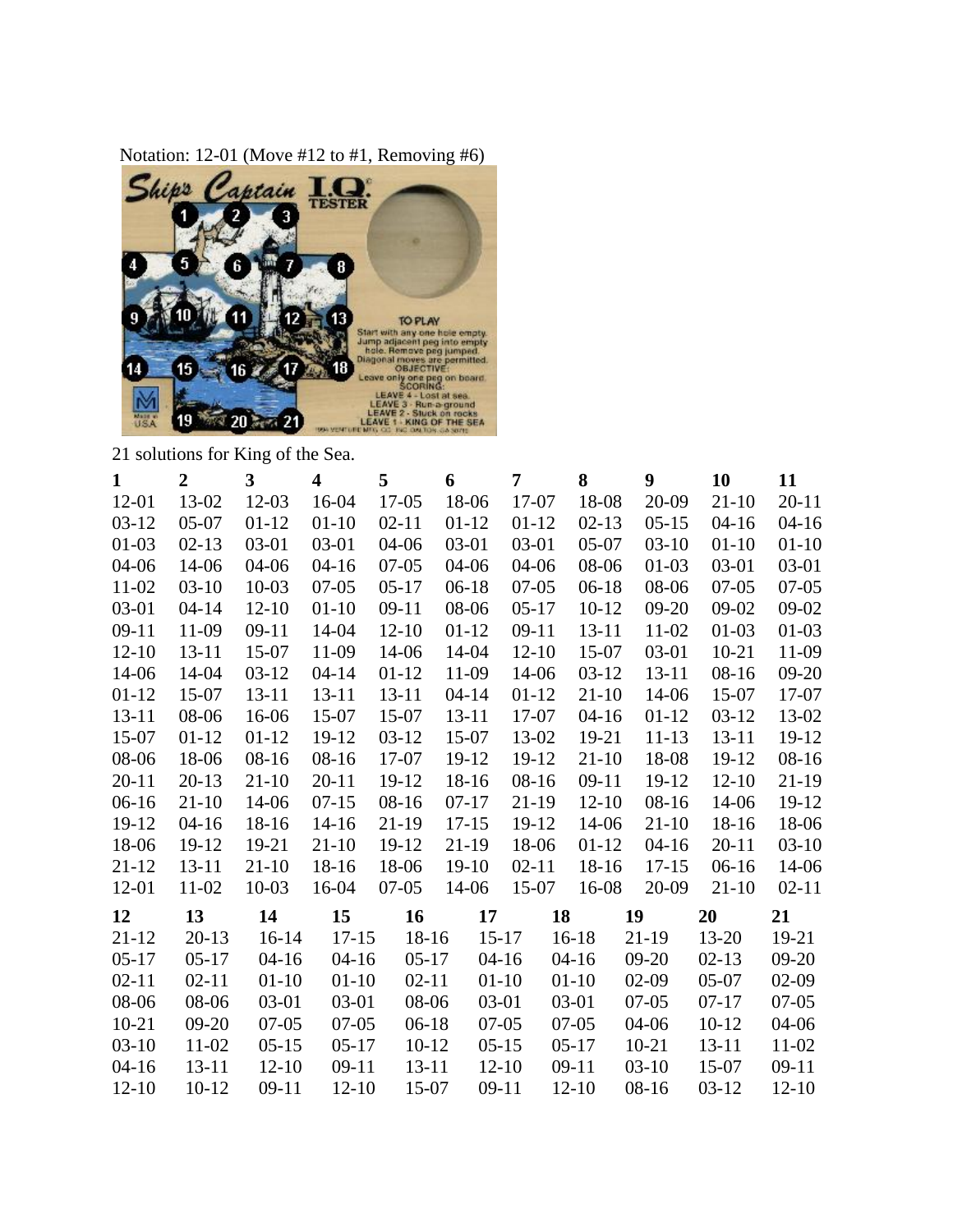Notation: 12-01 (Move #12 to #1, Removing #6)

21 solutions for King of the Sea.

| 1 | 2 | 3 | 4 | 5 | 6 | 7 | 8 | 9 | 10 | 11 |
|---|---|---|---|---|---|---|---|---|---|---|
| 12-01 | 13-02 | 12-03 | 16-04 | 17-05 | 18-06 | 17-07 | 18-08 | 20-09 | 21-10 | 20-11 |
| 03-12 | 05-07 | 01-12 | 01-10 | 02-11 | 01-12 | 01-12 | 02-13 | 05-15 | 04-16 | 04-16 |
| 01-03 | 02-13 | 03-01 | 03-01 | 04-06 | 03-01 | 03-01 | 05-07 | 03-10 | 01-10 | 01-10 |
| 04-06 | 14-06 | 04-06 | 04-16 | 07-05 | 04-06 | 04-06 | 08-06 | 01-03 | 03-01 | 03-01 |
| 11-02 | 03-10 | 10-03 | 07-05 | 05-17 | 06-18 | 07-05 | 06-18 | 08-06 | 07-05 | 07-05 |
| 03-01 | 04-14 | 12-10 | 01-10 | 09-11 | 08-06 | 05-17 | 10-12 | 09-20 | 09-02 | 09-02 |
| 09-11 | 11-09 | 09-11 | 14-04 | 12-10 | 01-12 | 09-11 | 13-11 | 11-02 | 01-03 | 01-03 |
| 12-10 | 13-11 | 15-07 | 11-09 | 14-06 | 14-04 | 12-10 | 15-07 | 03-01 | 10-21 | 11-09 |
| 14-06 | 14-04 | 03-12 | 04-14 | 01-12 | 11-09 | 14-06 | 03-12 | 13-11 | 08-16 | 09-20 |
| 01-12 | 15-07 | 13-11 | 13-11 | 13-11 | 04-14 | 01-12 | 21-10 | 14-06 | 15-07 | 17-07 |
| 13-11 | 08-06 | 16-06 | 15-07 | 15-07 | 13-11 | 17-07 | 04-16 | 01-12 | 03-12 | 13-02 |
| 15-07 | 01-12 | 01-12 | 19-12 | 03-12 | 15-07 | 13-02 | 19-21 | 11-13 | 13-11 | 19-12 |
| 08-06 | 18-06 | 08-16 | 08-16 | 17-07 | 19-12 | 19-12 | 21-10 | 18-08 | 19-12 | 08-16 |
| 20-11 | 20-13 | 21-10 | 20-11 | 19-12 | 18-16 | 08-16 | 09-11 | 19-12 | 12-10 | 21-19 |
| 06-16 | 21-10 | 14-06 | 07-15 | 08-16 | 07-17 | 21-19 | 12-10 | 08-16 | 14-06 | 19-12 |
| 19-12 | 04-16 | 18-16 | 14-16 | 21-19 | 17-15 | 19-12 | 14-06 | 21-10 | 18-16 | 18-06 |
| 18-06 | 19-12 | 19-21 | 21-10 | 19-12 | 21-19 | 18-06 | 01-12 | 04-16 | 20-11 | 03-10 |
| 21-12 | 13-11 | 21-10 | 18-16 | 18-06 | 19-10 | 02-11 | 18-16 | 17-15 | 06-16 | 14-06 |
| 12-01 | 11-02 | 10-03 | 16-04 | 07-05 | 14-06 | 15-07 | 16-08 | 20-09 | 21-10 | 02-11 |

| 12 | 13 | 14 | 15 | 16 | 17 | 18 | 19 | 20 | 21 |
|---|---|---|---|---|---|---|---|---|---|
| 21-12 | 20-13 | 16-14 | 17-15 | 18-16 | 15-17 | 16-18 | 21-19 | 13-20 | 19-21 |
| 05-17 | 05-17 | 04-16 | 04-16 | 05-17 | 04-16 | 04-16 | 09-20 | 02-13 | 09-20 |
| 02-11 | 02-11 | 01-10 | 01-10 | 02-11 | 01-10 | 01-10 | 02-09 | 05-07 | 02-09 |
| 08-06 | 08-06 | 03-01 | 03-01 | 08-06 | 03-01 | 03-01 | 07-05 | 07-17 | 07-05 |
| 10-21 | 09-20 | 07-05 | 07-05 | 06-18 | 07-05 | 07-05 | 04-06 | 10-12 | 04-06 |
| 03-10 | 11-02 | 05-15 | 05-17 | 10-12 | 05-15 | 05-17 | 10-21 | 13-11 | 11-02 |
| 04-16 | 13-11 | 12-10 | 09-11 | 13-11 | 12-10 | 09-11 | 03-10 | 15-07 | 09-11 |
| 12-10 | 10-12 | 09-11 | 12-10 | 15-07 | 09-11 | 12-10 | 08-16 | 03-12 | 12-10 |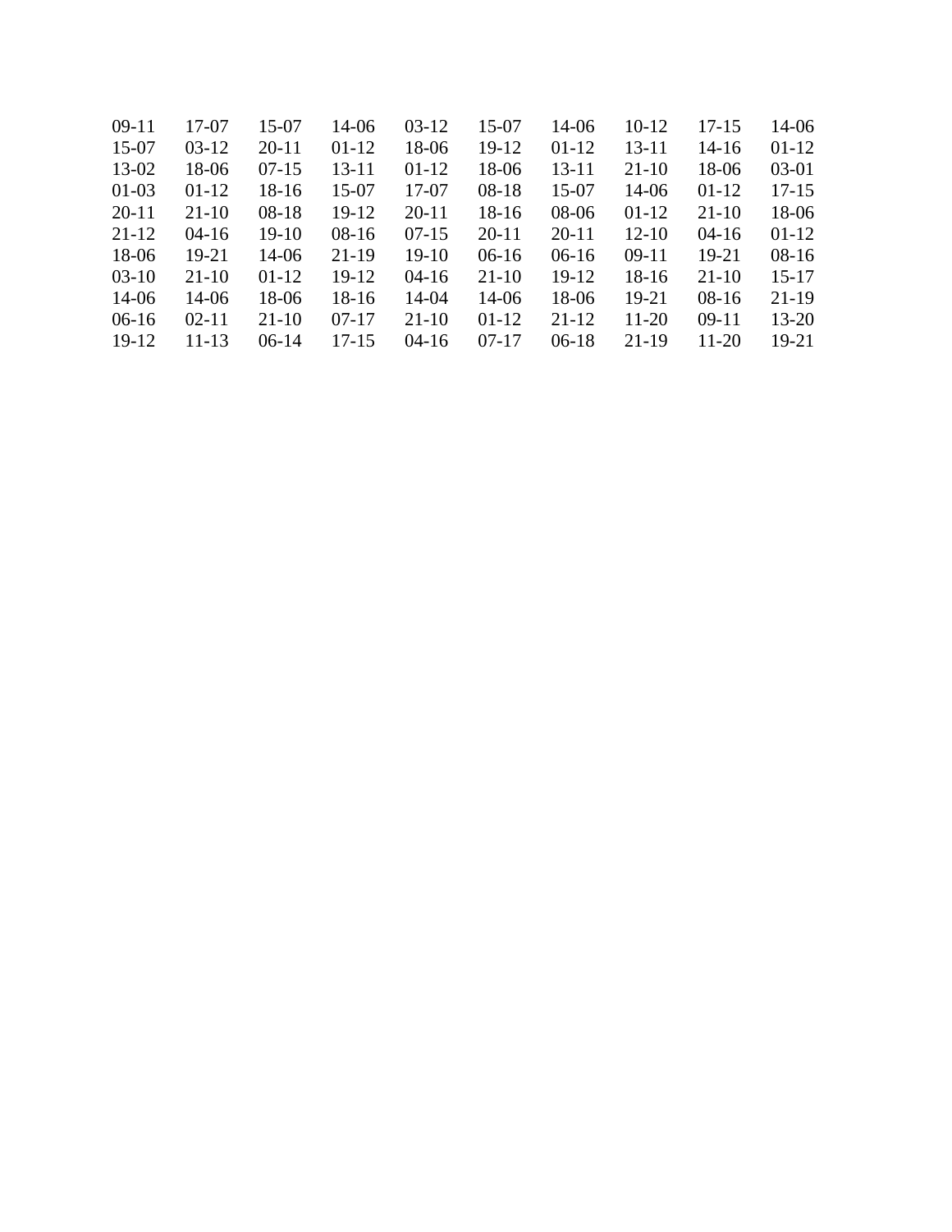| | | | | | | | | | |
|---|---|---|---|---|---|---|---|---|---|
| 09-11 | 17-07 | 15-07 | 14-06 | 03-12 | 15-07 | 14-06 | 10-12 | 17-15 | 14-06 |
| 15-07 | 03-12 | 20-11 | 01-12 | 18-06 | 19-12 | 01-12 | 13-11 | 14-16 | 01-12 |
| 13-02 | 18-06 | 07-15 | 13-11 | 01-12 | 18-06 | 13-11 | 21-10 | 18-06 | 03-01 |
| 01-03 | 01-12 | 18-16 | 15-07 | 17-07 | 08-18 | 15-07 | 14-06 | 01-12 | 17-15 |
| 20-11 | 21-10 | 08-18 | 19-12 | 20-11 | 18-16 | 08-06 | 01-12 | 21-10 | 18-06 |
| 21-12 | 04-16 | 19-10 | 08-16 | 07-15 | 20-11 | 20-11 | 12-10 | 04-16 | 01-12 |
| 18-06 | 19-21 | 14-06 | 21-19 | 19-10 | 06-16 | 06-16 | 09-11 | 19-21 | 08-16 |
| 03-10 | 21-10 | 01-12 | 19-12 | 04-16 | 21-10 | 19-12 | 18-16 | 21-10 | 15-17 |
| 14-06 | 14-06 | 18-06 | 18-16 | 14-04 | 14-06 | 18-06 | 19-21 | 08-16 | 21-19 |
| 06-16 | 02-11 | 21-10 | 07-17 | 21-10 | 01-12 | 21-12 | 11-20 | 09-11 | 13-20 |
| 19-12 | 11-13 | 06-14 | 17-15 | 04-16 | 07-17 | 06-18 | 21-19 | 11-20 | 19-21 |